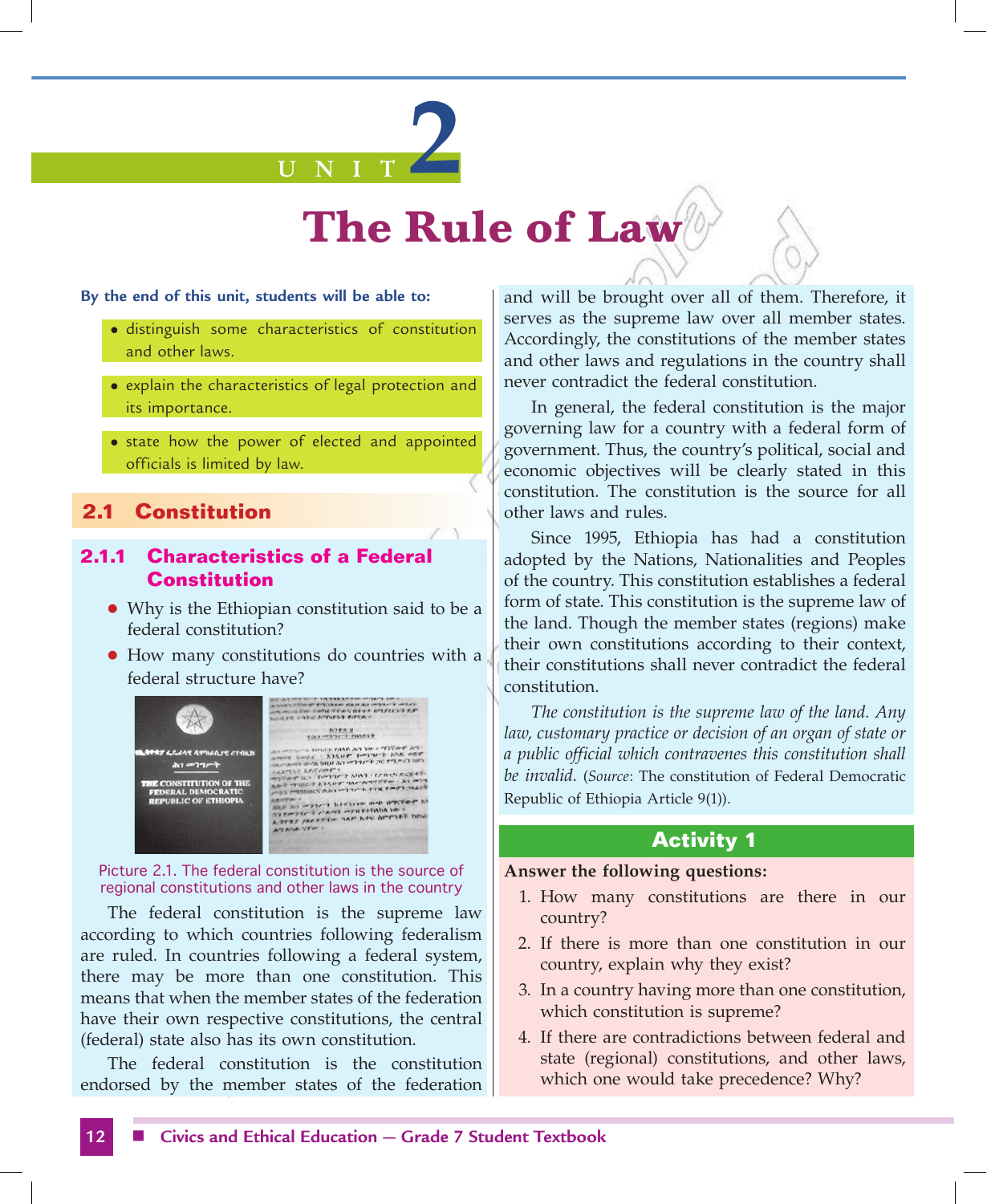# UNIT 2

# The Rule of Law

**By the end of this unit, students will be able to:**

- distinguish some characteristics of constitution and other laws.
- explain the characteristics of legal protection and its importance.
- state how the power of elected and appointed officials is limited by law.

## 2.1 Constitution

### 2.1.1 Characteristics of a Federal Constitution

- Why is the Ethiopian constitution said to be a federal constitution?
- How many constitutions do countries with a federal structure have?

Picture 2.1. The federal constitution is the source of regional constitutions and other laws in the country

The federal constitution is the supreme law according to which countries following federalism are ruled. In countries following a federal system, there may be more than one constitution. This means that when the member states of the federation have their own respective constitutions, the central (federal) state also has its own constitution.

The federal constitution is the constitution endorsed by the member states of the federation and will be brought over all of them. Therefore, it serves as the supreme law over all member states. Accordingly, the constitutions of the member states and other laws and regulations in the country shall never contradict the federal constitution.

In general, the federal constitution is the major governing law for a country with a federal form of government. Thus, the country's political, social and economic objectives will be clearly stated in this constitution. The constitution is the source for all other laws and rules.

Since 1995, Ethiopia has had a constitution adopted by the Nations, Nationalities and Peoples of the country. This constitution establishes a federal form of state. This constitution is the supreme law of the land. Though the member states (regions) make their own constitutions according to their context, their constitutions shall never contradict the federal constitution.

*The constitution is the supreme law of the land. Any law, customary practice or decision of an organ of state or a public official which contravenes this constitution shall be invalid.* (*Source*: The constitution of Federal Democratic Republic of Ethiopia Article 9(1)).

## Activity 1

**Answer the following questions:**

1. How many constitutions are there in our country?
2. If there is more than one constitution in our country, explain why they exist?
3. In a country having more than one constitution, which constitution is supreme?
4. If there are contradictions between federal and state (regional) constitutions, and other laws, which one would take precedence? Why?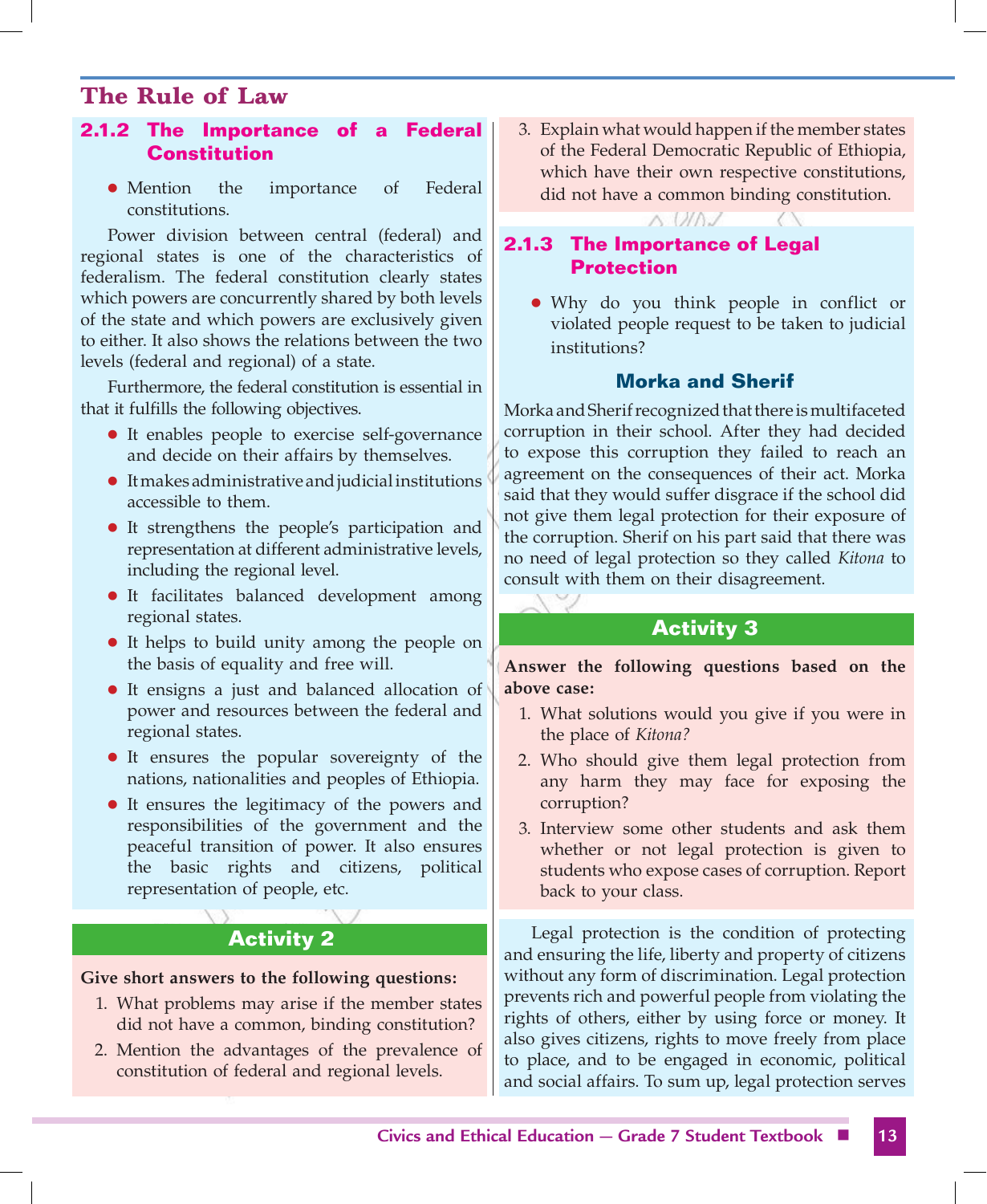## 2.1.2 The Importance of a Federal Constitution

- Mention the importance of Federal constitutions.

Power division between central (federal) and regional states is one of the characteristics of federalism. The federal constitution clearly states which powers are concurrently shared by both levels of the state and which powers are exclusively given to either. It also shows the relations between the two levels (federal and regional) of a state.

Furthermore, the federal constitution is essential in that it fulfills the following objectives.

- It enables people to exercise self-governance and decide on their affairs by themselves.
- It makes administrative and judicial institutions accessible to them.
- It strengthens the people's participation and representation at different administrative levels, including the regional level.
- It facilitates balanced development among regional states.
- It helps to build unity among the people on the basis of equality and free will.
- It ensigns a just and balanced allocation of power and resources between the federal and regional states.
- It ensures the popular sovereignty of the nations, nationalities and peoples of Ethiopia.
- It ensures the legitimacy of the powers and responsibilities of the government and the peaceful transition of power. It also ensures the basic rights and citizens, political representation of people, etc.

### Activity 2

**Give short answers to the following questions:**

1. What problems may arise if the member states did not have a common, binding constitution?
2. Mention the advantages of the prevalence of constitution of federal and regional levels.
3. Explain what would happen if the member states of the Federal Democratic Republic of Ethiopia, which have their own respective constitutions, did not have a common binding constitution.

## 2.1.3 The Importance of Legal Protection

- Why do you think people in conflict or violated people request to be taken to judicial institutions?

### Morka and Sherif

Morka and Sherif recognized that there is multifaceted corruption in their school. After they had decided to expose this corruption they failed to reach an agreement on the consequences of their act. Morka said that they would suffer disgrace if the school did not give them legal protection for their exposure of the corruption. Sherif on his part said that there was no need of legal protection so they called *Kitona* to consult with them on their disagreement.

### Activity 3

**Answer the following questions based on the above case:**

1. What solutions would you give if you were in the place of *Kitona?*
2. Who should give them legal protection from any harm they may face for exposing the corruption?
3. Interview some other students and ask them whether or not legal protection is given to students who expose cases of corruption. Report back to your class.

Legal protection is the condition of protecting and ensuring the life, liberty and property of citizens without any form of discrimination. Legal protection prevents rich and powerful people from violating the rights of others, either by using force or money. It also gives citizens, rights to move freely from place to place, and to be engaged in economic, political and social affairs. To sum up, legal protection serves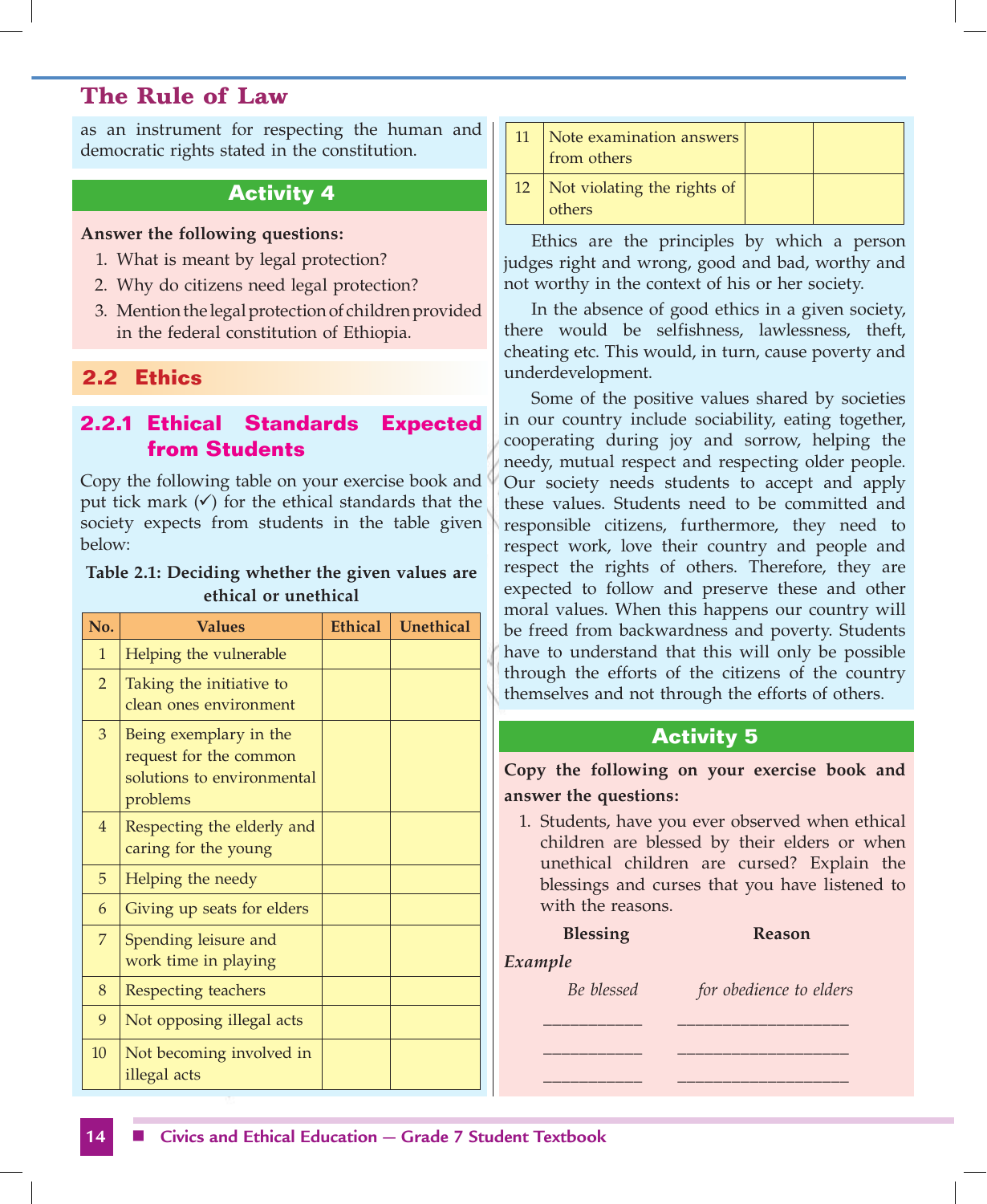as an instrument for respecting the human and democratic rights stated in the constitution.

## Activity 4

**Answer the following questions:**

1. What is meant by legal protection?
2. Why do citizens need legal protection?
3. Mention the legal protection of children provided in the federal constitution of Ethiopia.

## 2.2 Ethics

### 2.2.1 Ethical Standards Expected from Students

Copy the following table on your exercise book and put tick mark (✓) for the ethical standards that the society expects from students in the table given below:

**Table 2.1: Deciding whether the given values are ethical or unethical**

| No. | Values | Ethical | Unethical |
|---|---|---|---|
| 1 | Helping the vulnerable | | |
| 2 | Taking the initiative to clean ones environment | | |
| 3 | Being exemplary in the request for the common solutions to environmental problems | | |
| 4 | Respecting the elderly and caring for the young | | |
| 5 | Helping the needy | | |
| 6 | Giving up seats for elders | | |
| 7 | Spending leisure and work time in playing | | |
| 8 | Respecting teachers | | |
| 9 | Not opposing illegal acts | | |
| 10 | Not becoming involved in illegal acts | | |
| 11 | Note examination answers from others | | |
| 12 | Not violating the rights of others | | |

Ethics are the principles by which a person judges right and wrong, good and bad, worthy and not worthy in the context of his or her society.

In the absence of good ethics in a given society, there would be selfishness, lawlessness, theft, cheating etc. This would, in turn, cause poverty and underdevelopment.

Some of the positive values shared by societies in our country include sociability, eating together, cooperating during joy and sorrow, helping the needy, mutual respect and respecting older people. Our society needs students to accept and apply these values. Students need to be committed and responsible citizens, furthermore, they need to respect work, love their country and people and respect the rights of others. Therefore, they are expected to follow and preserve these and other moral values. When this happens our country will be freed from backwardness and poverty. Students have to understand that this will only be possible through the efforts of the citizens of the country themselves and not through the efforts of others.

## Activity 5

**Copy the following on your exercise book and answer the questions:**

1. Students, have you ever observed when ethical children are blessed by their elders or when unethical children are cursed? Explain the blessings and curses that you have listened to with the reasons.

| Blessing | Reason |
|---|---|
| *Example* | |
| *Be blessed* | *for obedience to elders* |
| __________ | __________________ |
| __________ | __________________ |
| __________ | __________________ |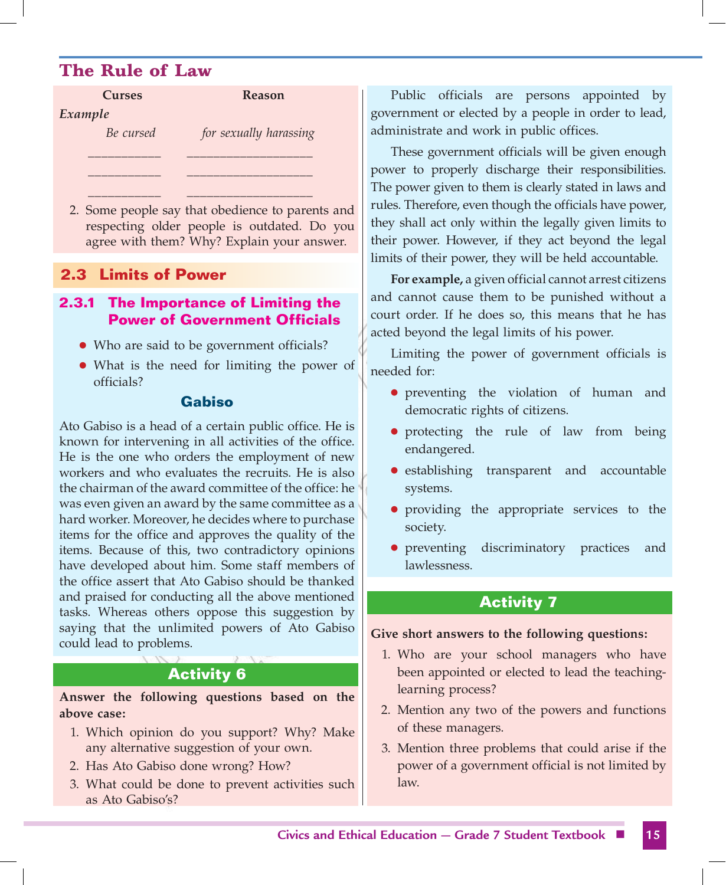# The Rule of Law

| Curses | Reason |
|---|---|
| *Example* | |
| *Be cursed* | *for sexually harassing* |
| __________ | ________________ |
| __________ | ________________ |
| __________ | ________________ |

2. Some people say that obedience to parents and respecting older people is outdated. Do you agree with them? Why? Explain your answer.

## 2.3 Limits of Power

### 2.3.1 The Importance of Limiting the Power of Government Officials

- Who are said to be government officials?
- What is the need for limiting the power of officials?

**Gabiso**

Ato Gabiso is a head of a certain public office. He is known for intervening in all activities of the office. He is the one who orders the employment of new workers and who evaluates the recruits. He is also the chairman of the award committee of the office: he was even given an award by the same committee as a hard worker. Moreover, he decides where to purchase items for the office and approves the quality of the items. Because of this, two contradictory opinions have developed about him. Some staff members of the office assert that Ato Gabiso should be thanked and praised for conducting all the above mentioned tasks. Whereas others oppose this suggestion by saying that the unlimited powers of Ato Gabiso could lead to problems.

**Activity 6**

**Answer the following questions based on the above case:**

1. Which opinion do you support? Why? Make any alternative suggestion of your own.
2. Has Ato Gabiso done wrong? How?
3. What could be done to prevent activities such as Ato Gabiso's?

Public officials are persons appointed by government or elected by a people in order to lead, administrate and work in public offices.

These government officials will be given enough power to properly discharge their responsibilities. The power given to them is clearly stated in laws and rules. Therefore, even though the officials have power, they shall act only within the legally given limits to their power. However, if they act beyond the legal limits of their power, they will be held accountable.

**For example,** a given official cannot arrest citizens and cannot cause them to be punished without a court order. If he does so, this means that he has acted beyond the legal limits of his power.

Limiting the power of government officials is needed for:

- preventing the violation of human and democratic rights of citizens.
- protecting the rule of law from being endangered.
- establishing transparent and accountable systems.
- providing the appropriate services to the society.
- preventing discriminatory practices and lawlessness.

**Activity 7**

**Give short answers to the following questions:**

1. Who are your school managers who have been appointed or elected to lead the teaching-learning process?
2. Mention any two of the powers and functions of these managers.
3. Mention three problems that could arise if the power of a government official is not limited by law.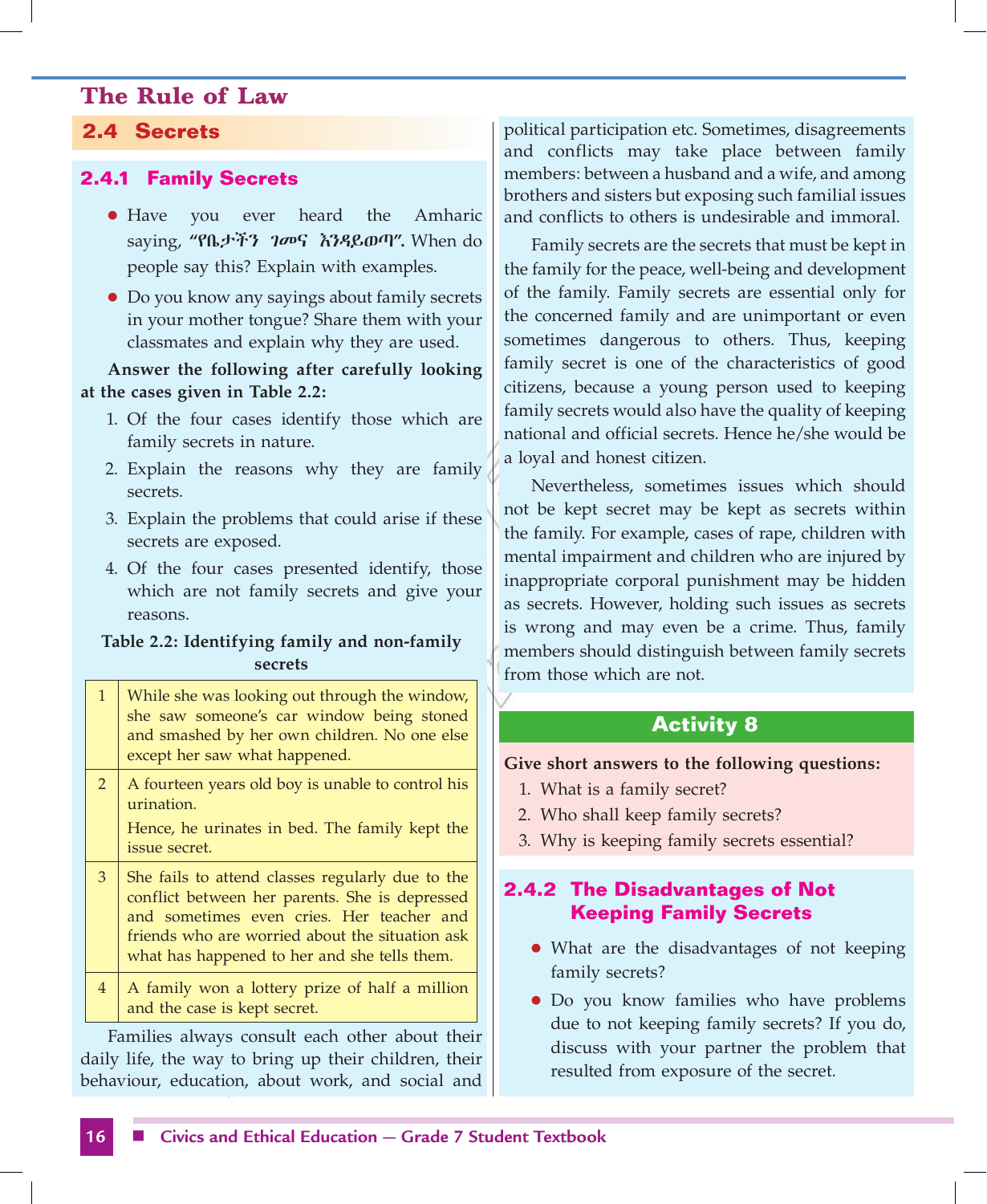# The Rule of Law

## 2.4 Secrets

### 2.4.1 Family Secrets

- Have you ever heard the Amharic saying, **“የቤታችን ገመና እንዳይወጣ”.** When do people say this? Explain with examples.
- Do you know any sayings about family secrets in your mother tongue? Share them with your classmates and explain why they are used.

**Answer the following after carefully looking at the cases given in Table 2.2:**

1. Of the four cases identify those which are family secrets in nature.
2. Explain the reasons why they are family secrets.
3. Explain the problems that could arise if these secrets are exposed.
4. Of the four cases presented identify, those which are not family secrets and give your reasons.

**Table 2.2: Identifying family and non-family secrets**

| | |
|---|---|
| 1 | While she was looking out through the window, she saw someone's car window being stoned and smashed by her own children. No one else except her saw what happened. |
| 2 | A fourteen years old boy is unable to control his urination.<br>Hence, he urinates in bed. The family kept the issue secret. |
| 3 | She fails to attend classes regularly due to the conflict between her parents. She is depressed and sometimes even cries. Her teacher and friends who are worried about the situation ask what has happened to her and she tells them. |
| 4 | A family won a lottery prize of half a million and the case is kept secret. |

Families always consult each other about their daily life, the way to bring up their children, their behaviour, education, about work, and social and political participation etc. Sometimes, disagreements and conflicts may take place between family members: between a husband and a wife, and among brothers and sisters but exposing such familial issues and conflicts to others is undesirable and immoral.

Family secrets are the secrets that must be kept in the family for the peace, well-being and development of the family. Family secrets are essential only for the concerned family and are unimportant or even sometimes dangerous to others. Thus, keeping family secret is one of the characteristics of good citizens, because a young person used to keeping family secrets would also have the quality of keeping national and official secrets. Hence he/she would be a loyal and honest citizen.

Nevertheless, sometimes issues which should not be kept secret may be kept as secrets within the family. For example, cases of rape, children with mental impairment and children who are injured by inappropriate corporal punishment may be hidden as secrets. However, holding such issues as secrets is wrong and may even be a crime. Thus, family members should distinguish between family secrets from those which are not.

### Activity 8

**Give short answers to the following questions:**

1. What is a family secret?
2. Who shall keep family secrets?
3. Why is keeping family secrets essential?

### 2.4.2 The Disadvantages of Not Keeping Family Secrets

- What are the disadvantages of not keeping family secrets?
- Do you know families who have problems due to not keeping family secrets? If you do, discuss with your partner the problem that resulted from exposure of the secret.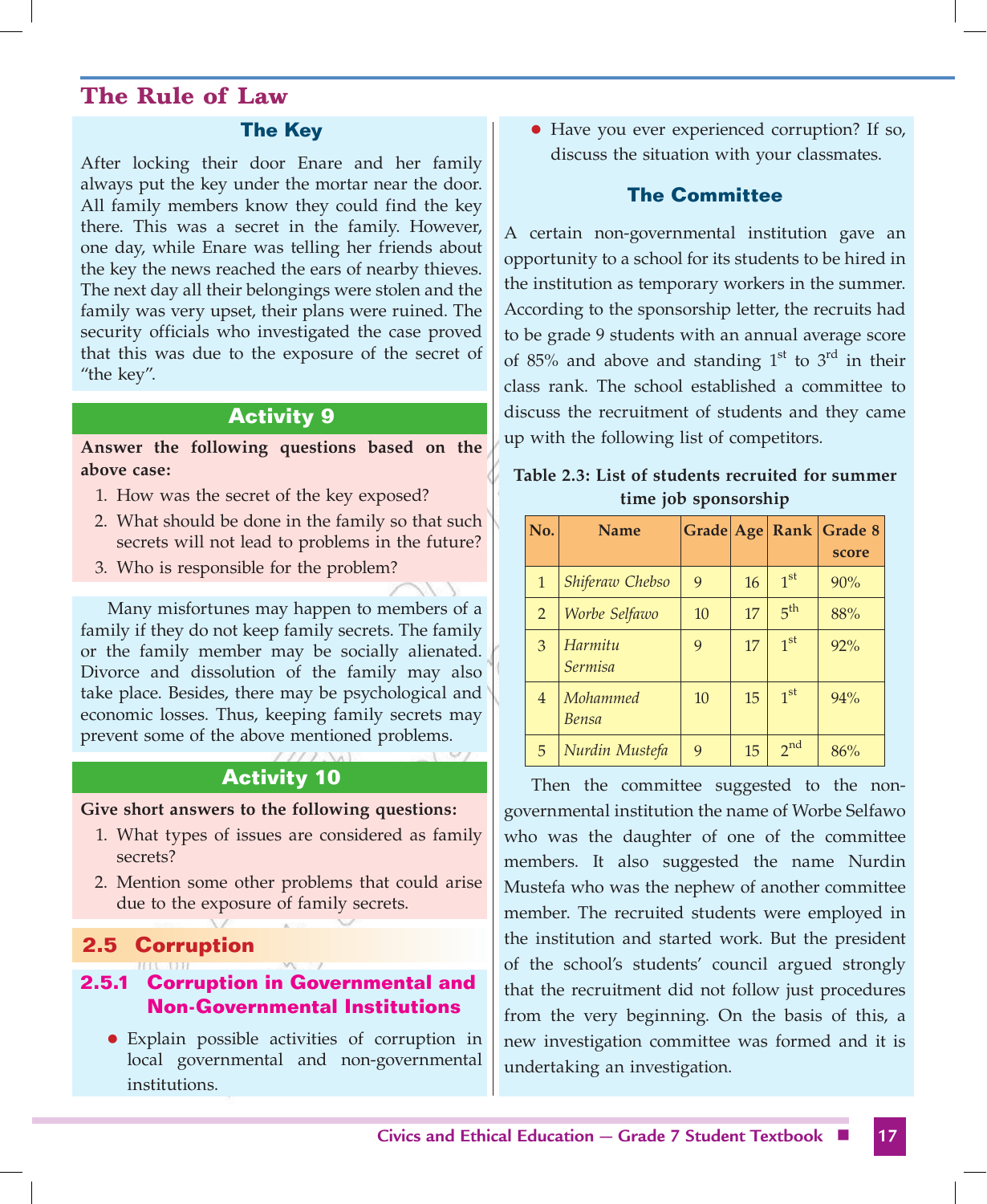## The Key

After locking their door Enare and her family always put the key under the mortar near the door. All family members know they could find the key there. This was a secret in the family. However, one day, while Enare was telling her friends about the key the news reached the ears of nearby thieves. The next day all their belongings were stolen and the family was very upset, their plans were ruined. The security officials who investigated the case proved that this was due to the exposure of the secret of "the key".

### Activity 9

**Answer the following questions based on the above case:**

1. How was the secret of the key exposed?
2. What should be done in the family so that such secrets will not lead to problems in the future?
3. Who is responsible for the problem?

Many misfortunes may happen to members of a family if they do not keep family secrets. The family or the family member may be socially alienated. Divorce and dissolution of the family may also take place. Besides, there may be psychological and economic losses. Thus, keeping family secrets may prevent some of the above mentioned problems.

### Activity 10

**Give short answers to the following questions:**

1. What types of issues are considered as family secrets?
2. Mention some other problems that could arise due to the exposure of family secrets.

## 2.5 Corruption

### 2.5.1 Corruption in Governmental and Non-Governmental Institutions

- Explain possible activities of corruption in local governmental and non-governmental institutions.
- Have you ever experienced corruption? If so, discuss the situation with your classmates.

## The Committee

A certain non-governmental institution gave an opportunity to a school for its students to be hired in the institution as temporary workers in the summer. According to the sponsorship letter, the recruits had to be grade 9 students with an annual average score of 85% and above and standing 1st to 3rd in their class rank. The school established a committee to discuss the recruitment of students and they came up with the following list of competitors.

**Table 2.3: List of students recruited for summer time job sponsorship**

| No. | Name | Grade | Age | Rank | Grade 8 score |
|---|---|---|---|---|---|
| 1 | *Shiferaw Chebso* | 9 | 16 | 1st | 90% |
| 2 | *Worbe Selfawo* | 10 | 17 | 5th | 88% |
| 3 | *Harmitu Sermisa* | 9 | 17 | 1st | 92% |
| 4 | *Mohammed Bensa* | 10 | 15 | 1st | 94% |
| 5 | *Nurdin Mustefa* | 9 | 15 | 2nd | 86% |

Then the committee suggested to the non-governmental institution the name of Worbe Selfawo who was the daughter of one of the committee members. It also suggested the name Nurdin Mustefa who was the nephew of another committee member. The recruited students were employed in the institution and started work. But the president of the school's students' council argued strongly that the recruitment did not follow just procedures from the very beginning. On the basis of this, a new investigation committee was formed and it is undertaking an investigation.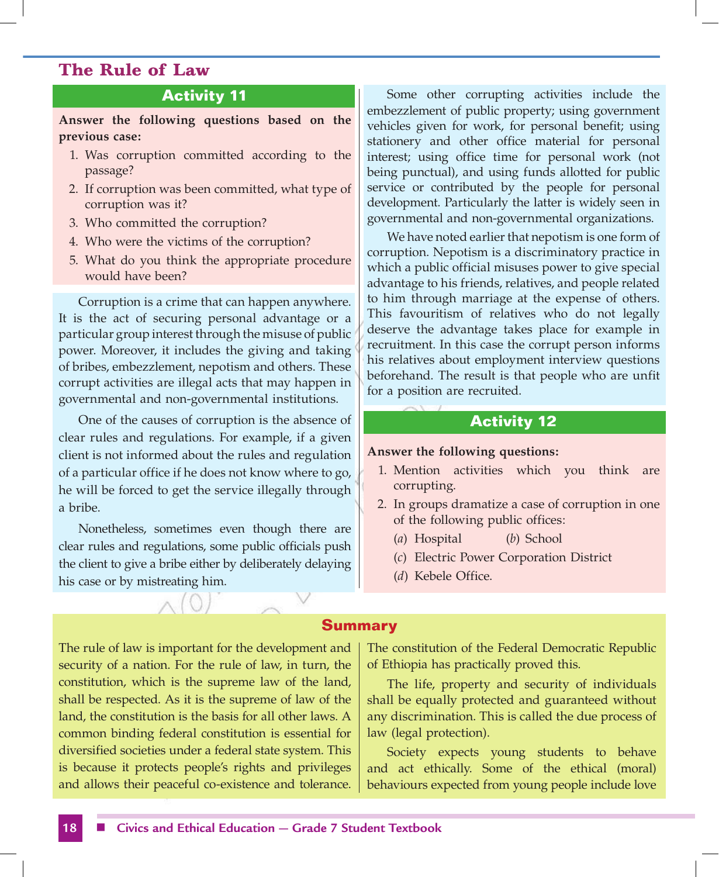## Activity 11

**Answer the following questions based on the previous case:**

1. Was corruption committed according to the passage?
2. If corruption was been committed, what type of corruption was it?
3. Who committed the corruption?
4. Who were the victims of the corruption?
5. What do you think the appropriate procedure would have been?

Corruption is a crime that can happen anywhere. It is the act of securing personal advantage or a particular group interest through the misuse of public power. Moreover, it includes the giving and taking of bribes, embezzlement, nepotism and others. These corrupt activities are illegal acts that may happen in governmental and non-governmental institutions.

One of the causes of corruption is the absence of clear rules and regulations. For example, if a given client is not informed about the rules and regulation of a particular office if he does not know where to go, he will be forced to get the service illegally through a bribe.

Nonetheless, sometimes even though there are clear rules and regulations, some public officials push the client to give a bribe either by deliberately delaying his case or by mistreating him.

Some other corrupting activities include the embezzlement of public property; using government vehicles given for work, for personal benefit; using stationery and other office material for personal interest; using office time for personal work (not being punctual), and using funds allotted for public service or contributed by the people for personal development. Particularly the latter is widely seen in governmental and non-governmental organizations.

We have noted earlier that nepotism is one form of corruption. Nepotism is a discriminatory practice in which a public official misuses power to give special advantage to his friends, relatives, and people related to him through marriage at the expense of others. This favouritism of relatives who do not legally deserve the advantage takes place for example in recruitment. In this case the corrupt person informs his relatives about employment interview questions beforehand. The result is that people who are unfit for a position are recruited.

## Activity 12

**Answer the following questions:**

1. Mention activities which you think are corrupting.
2. In groups dramatize a case of corruption in one of the following public offices:
   - (*a*) Hospital
   - (*b*) School
   - (*c*) Electric Power Corporation District
   - (*d*) Kebele Office.

## Summary

The rule of law is important for the development and security of a nation. For the rule of law, in turn, the constitution, which is the supreme law of the land, shall be respected. As it is the supreme of law of the land, the constitution is the basis for all other laws. A common binding federal constitution is essential for diversified societies under a federal state system. This is because it protects people's rights and privileges and allows their peaceful co-existence and tolerance. The constitution of the Federal Democratic Republic of Ethiopia has practically proved this.

The life, property and security of individuals shall be equally protected and guaranteed without any discrimination. This is called the due process of law (legal protection).

Society expects young students to behave and act ethically. Some of the ethical (moral) behaviours expected from young people include love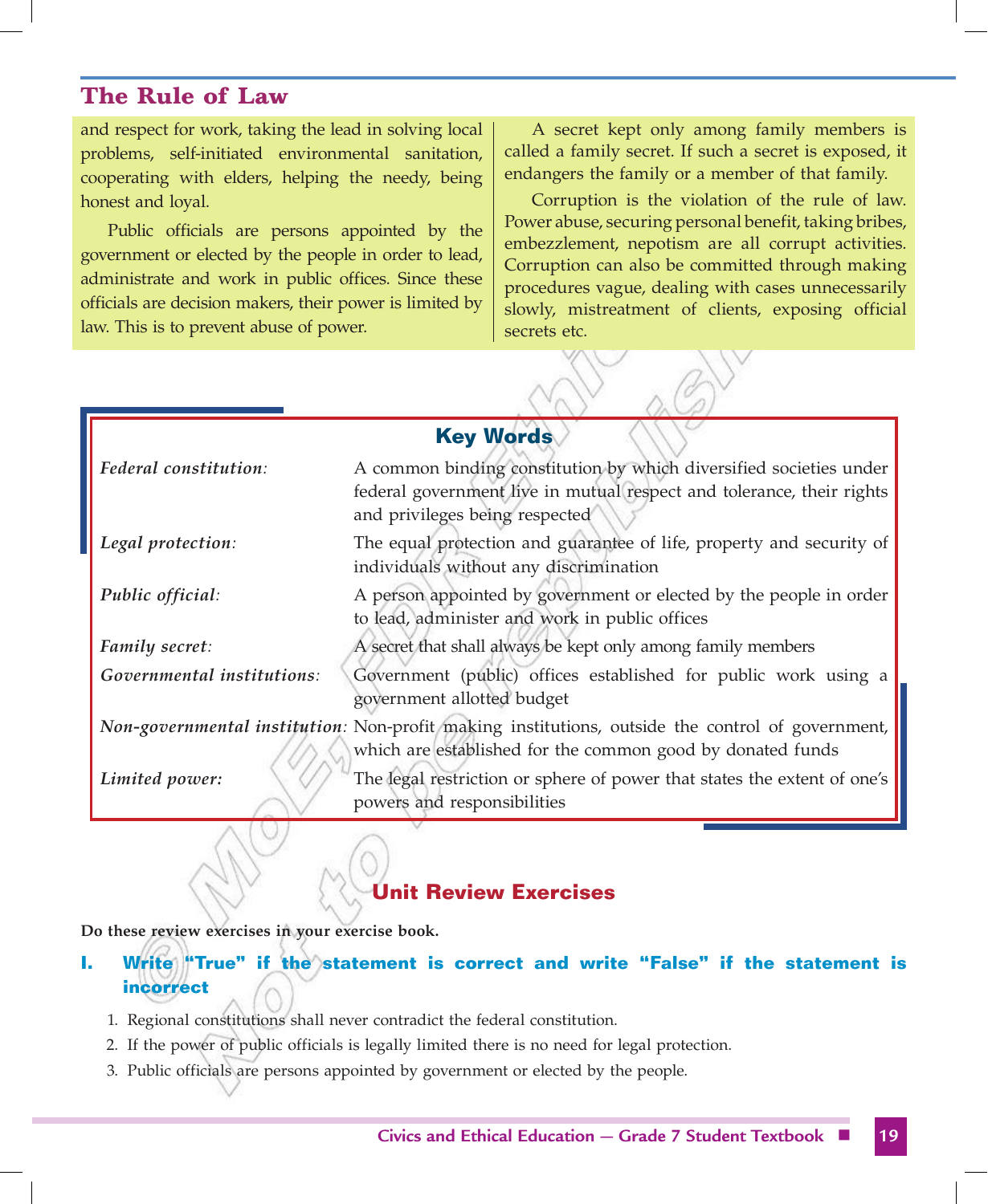## The Rule of Law

and respect for work, taking the lead in solving local problems, self-initiated environmental sanitation, cooperating with elders, helping the needy, being honest and loyal.

Public officials are persons appointed by the government or elected by the people in order to lead, administrate and work in public offices. Since these officials are decision makers, their power is limited by law. This is to prevent abuse of power.

A secret kept only among family members is called a family secret. If such a secret is exposed, it endangers the family or a member of that family.

Corruption is the violation of the rule of law. Power abuse, securing personal benefit, taking bribes, embezzlement, nepotism are all corrupt activities. Corruption can also be committed through making procedures vague, dealing with cases unnecessarily slowly, mistreatment of clients, exposing official secrets etc.

### Key Words

| | |
|---|---|
| *Federal constitution*: | A common binding constitution by which diversified societies under federal government live in mutual respect and tolerance, their rights and privileges being respected |
| *Legal protection*: | The equal protection and guarantee of life, property and security of individuals without any discrimination |
| *Public official*: | A person appointed by government or elected by the people in order to lead, administer and work in public offices |
| *Family secret*: | A secret that shall always be kept only among family members |
| *Governmental institutions*: | Government (public) offices established for public work using a government allotted budget |
| *Non-governmental institution*: | Non-profit making institutions, outside the control of government, which are established for the common good by donated funds |
| *Limited power:* | The legal restriction or sphere of power that states the extent of one's powers and responsibilities |

## Unit Review Exercises

**Do these review exercises in your exercise book.**

**I. Write "True" if the statement is correct and write "False" if the statement is incorrect**

1. Regional constitutions shall never contradict the federal constitution.
2. If the power of public officials is legally limited there is no need for legal protection.
3. Public officials are persons appointed by government or elected by the people.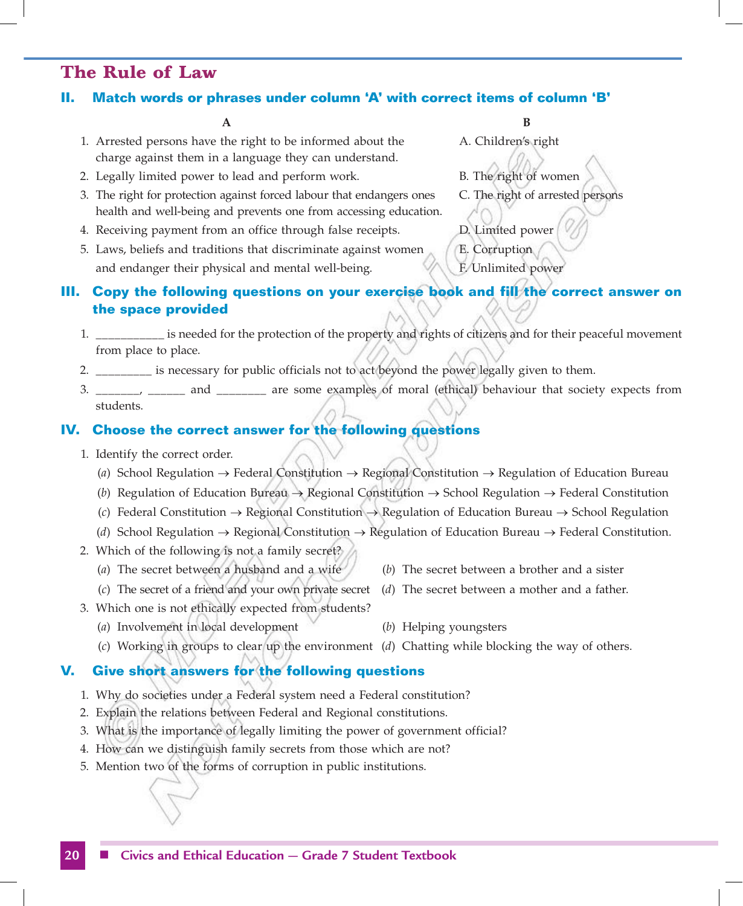## The Rule of Law

### II. Match words or phrases under column 'A' with correct items of column 'B'

| A | B |
|---|---|
| 1. Arrested persons have the right to be informed about the charge against them in a language they can understand. | A. Children's right |
| 2. Legally limited power to lead and perform work. | B. The right of women |
| 3. The right for protection against forced labour that endangers ones health and well-being and prevents one from accessing education. | C. The right of arrested persons |
| 4. Receiving payment from an office through false receipts. | D. Limited power |
| 5. Laws, beliefs and traditions that discriminate against women and endanger their physical and mental well-being. | E. Corruption |
| | F. Unlimited power |

### III. Copy the following questions on your exercise book and fill the correct answer on the space provided

1. ___________ is needed for the protection of the property and rights of citizens and for their peaceful movement from place to place.
2. _________ is necessary for public officials not to act beyond the power legally given to them.
3. _______, ______ and ________ are some examples of moral (ethical) behaviour that society expects from students.

### IV. Choose the correct answer for the following questions

1. Identify the correct order.
   (*a*) School Regulation → Federal Constitution → Regional Constitution → Regulation of Education Bureau
   (*b*) Regulation of Education Bureau → Regional Constitution → School Regulation → Federal Constitution
   (*c*) Federal Constitution → Regional Constitution → Regulation of Education Bureau → School Regulation
   (*d*) School Regulation → Regional Constitution → Regulation of Education Bureau → Federal Constitution.
2. Which of the following is not a family secret?
   (*a*) The secret between a husband and a wife
   (*b*) The secret between a brother and a sister
   (*c*) The secret of a friend and your own private secret
   (*d*) The secret between a mother and a father.
3. Which one is not ethically expected from students?
   (*a*) Involvement in local development
   (*b*) Helping youngsters
   (*c*) Working in groups to clear up the environment
   (*d*) Chatting while blocking the way of others.

### V. Give short answers for the following questions

1. Why do societies under a Federal system need a Federal constitution?
2. Explain the relations between Federal and Regional constitutions.
3. What is the importance of legally limiting the power of government official?
4. How can we distinguish family secrets from those which are not?
5. Mention two of the forms of corruption in public institutions.